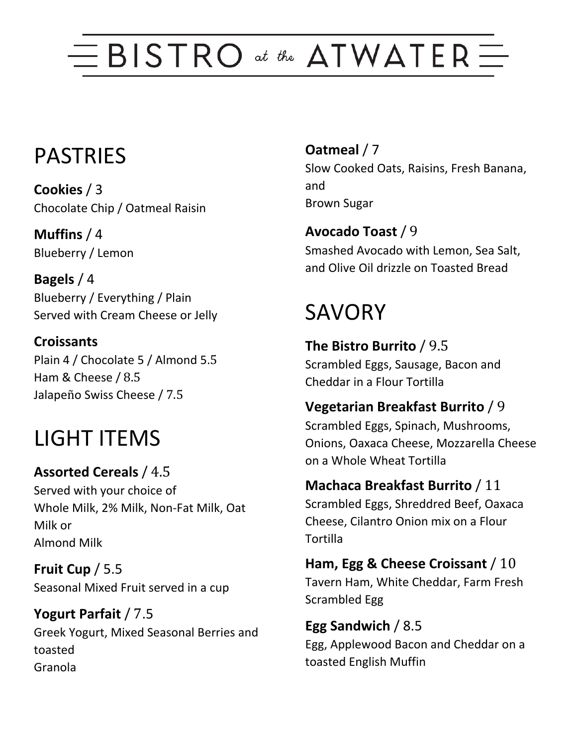# BISTRO at the ATWATER

## PASTRIES

**Cookies** / 3
Chocolate Chip / Oatmeal Raisin

**Muffins** / 4
Blueberry / Lemon

**Bagels** / 4
Blueberry / Everything / Plain
Served with Cream Cheese or Jelly

**Croissants**
Plain 4 / Chocolate 5 / Almond 5.5
Ham & Cheese / 8.5
Jalapeño Swiss Cheese / 7.5

## LIGHT ITEMS

**Assorted Cereals** / 4.5
Served with your choice of
Whole Milk, 2% Milk, Non-Fat Milk, Oat Milk or
Almond Milk

**Fruit Cup** / 5.5
Seasonal Mixed Fruit served in a cup

**Yogurt Parfait** / 7.5
Greek Yogurt, Mixed Seasonal Berries and toasted
Granola

**Oatmeal** / 7
Slow Cooked Oats, Raisins, Fresh Banana, and
Brown Sugar

**Avocado Toast** / 9
Smashed Avocado with Lemon, Sea Salt, and Olive Oil drizzle on Toasted Bread

## SAVORY

**The Bistro Burrito** / 9.5
Scrambled Eggs, Sausage, Bacon and Cheddar in a Flour Tortilla

**Vegetarian Breakfast Burrito** / 9
Scrambled Eggs, Spinach, Mushrooms, Onions, Oaxaca Cheese, Mozzarella Cheese on a Whole Wheat Tortilla

**Machaca Breakfast Burrito** / 11
Scrambled Eggs, Shreddred Beef, Oaxaca Cheese, Cilantro Onion mix on a Flour Tortilla

**Ham, Egg & Cheese Croissant** / 10
Tavern Ham, White Cheddar, Farm Fresh Scrambled Egg

**Egg Sandwich** / 8.5
Egg, Applewood Bacon and Cheddar on a toasted English Muffin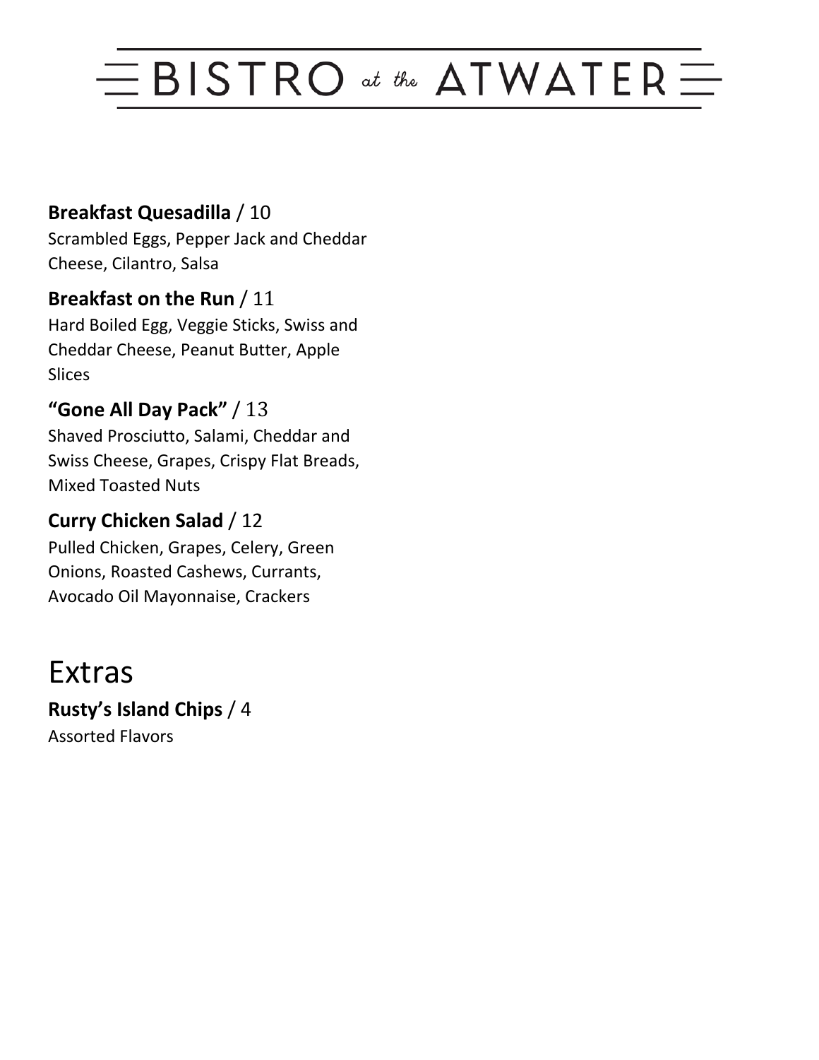# BISTRO at the ATWATER

**Breakfast Quesadilla** / 10
Scrambled Eggs, Pepper Jack and Cheddar Cheese, Cilantro, Salsa

**Breakfast on the Run** / 11
Hard Boiled Egg, Veggie Sticks, Swiss and Cheddar Cheese, Peanut Butter, Apple Slices

**"Gone All Day Pack"** / 13
Shaved Prosciutto, Salami, Cheddar and Swiss Cheese, Grapes, Crispy Flat Breads, Mixed Toasted Nuts

**Curry Chicken Salad** / 12
Pulled Chicken, Grapes, Celery, Green Onions, Roasted Cashews, Currants, Avocado Oil Mayonnaise, Crackers

## Extras

**Rusty's Island Chips** / 4
Assorted Flavors